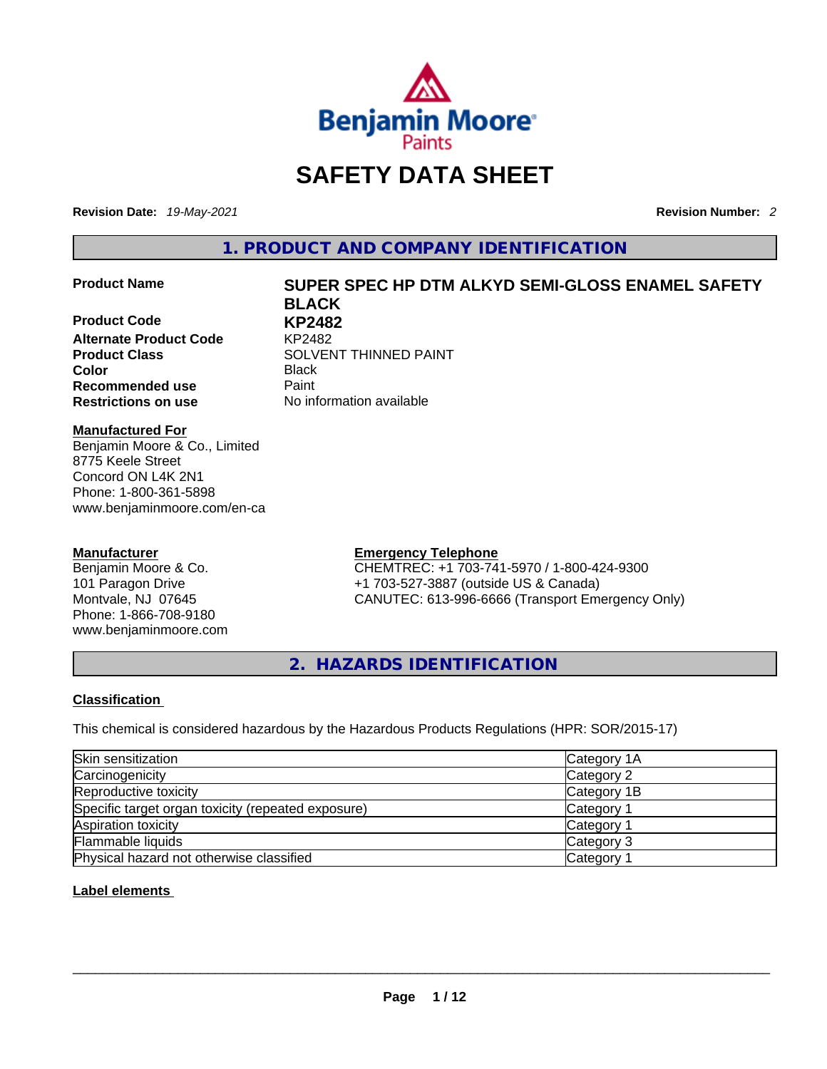# SAFETY DATA SHEET

**Revision Date:** *19-May-2021* **Revision Number:** *2*

## 1. PRODUCT AND COMPANY IDENTIFICATION

| | |
|---|---|
| **Product Name** | **SUPER SPEC HP DTM ALKYD SEMI-GLOSS ENAMEL SAFETY BLACK** |
| **Product Code** | **KP2482** |
| **Alternate Product Code** | KP2482 |
| **Product Class** | SOLVENT THINNED PAINT |
| **Color** | Black |
| **Recommended use** | Paint |
| **Restrictions on use** | No information available |

**Manufactured For**
Benjamin Moore & Co., Limited
8775 Keele Street
Concord ON L4K 2N1
Phone: 1-800-361-5898
www.benjaminmoore.com/en-ca

**Manufacturer**
Benjamin Moore & Co.
101 Paragon Drive
Montvale, NJ 07645
Phone: 1-866-708-9180
www.benjaminmoore.com

**Emergency Telephone**
CHEMTREC: +1 703-741-5970 / 1-800-424-9300
+1 703-527-3887 (outside US & Canada)
CANUTEC: 613-996-6666 (Transport Emergency Only)

## 2. HAZARDS IDENTIFICATION

### Classification

This chemical is considered hazardous by the Hazardous Products Regulations (HPR: SOR/2015-17)

| | |
|---|---|
| Skin sensitization | Category 1A |
| Carcinogenicity | Category 2 |
| Reproductive toxicity | Category 1B |
| Specific target organ toxicity (repeated exposure) | Category 1 |
| Aspiration toxicity | Category 1 |
| Flammable liquids | Category 3 |
| Physical hazard not otherwise classified | Category 1 |

### Label elements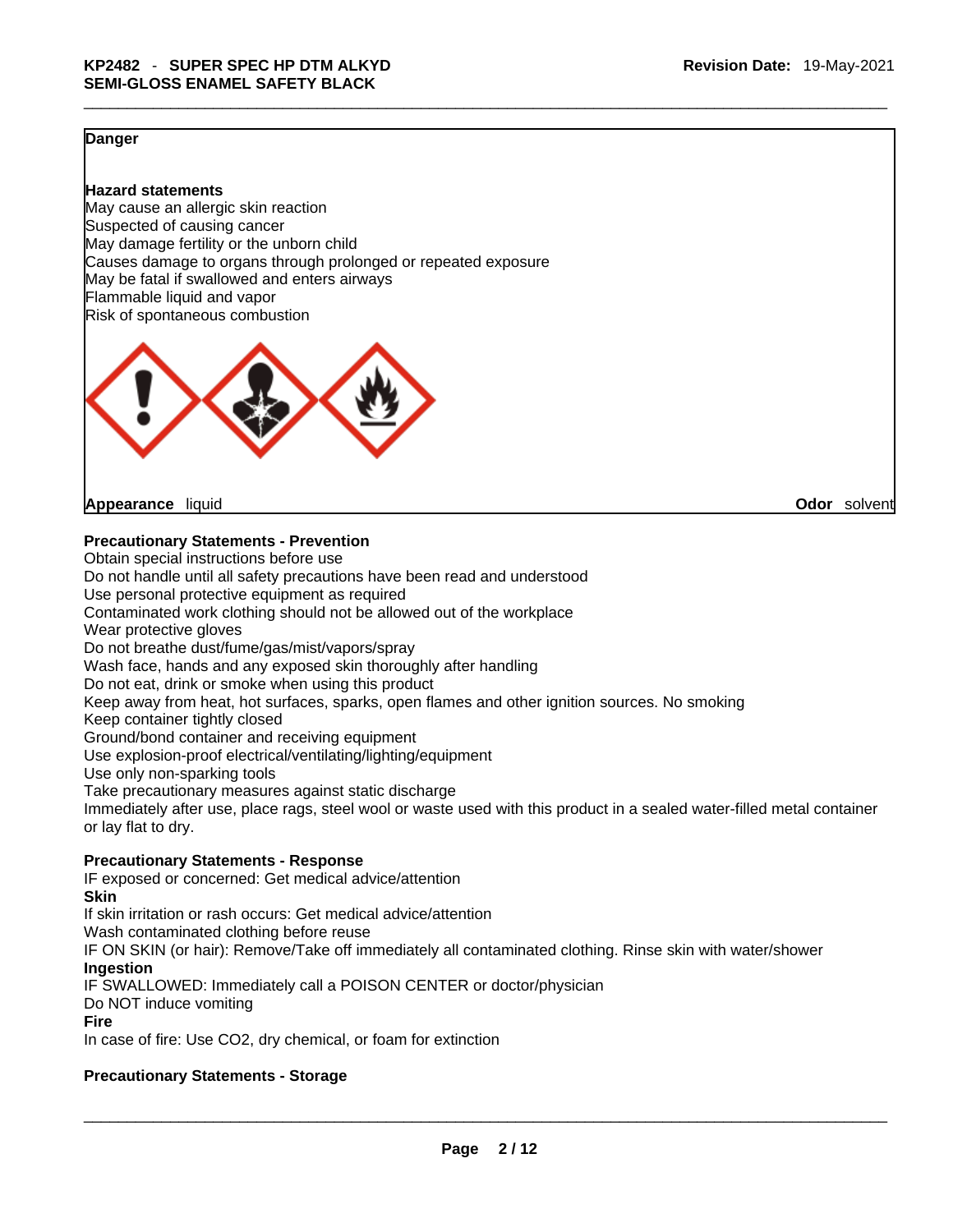**Danger**

**Hazard statements**

May cause an allergic skin reaction
Suspected of causing cancer
May damage fertility or the unborn child
Causes damage to organs through prolonged or repeated exposure
May be fatal if swallowed and enters airways
Flammable liquid and vapor
Risk of spontaneous combustion

**Appearance** liquid **Odor** solvent

**Precautionary Statements - Prevention**

Obtain special instructions before use
Do not handle until all safety precautions have been read and understood
Use personal protective equipment as required
Contaminated work clothing should not be allowed out of the workplace
Wear protective gloves
Do not breathe dust/fume/gas/mist/vapors/spray
Wash face, hands and any exposed skin thoroughly after handling
Do not eat, drink or smoke when using this product
Keep away from heat, hot surfaces, sparks, open flames and other ignition sources. No smoking
Keep container tightly closed
Ground/bond container and receiving equipment
Use explosion-proof electrical/ventilating/lighting/equipment
Use only non-sparking tools
Take precautionary measures against static discharge
Immediately after use, place rags, steel wool or waste used with this product in a sealed water-filled metal container or lay flat to dry.

**Precautionary Statements - Response**

IF exposed or concerned: Get medical advice/attention

**Skin**

If skin irritation or rash occurs: Get medical advice/attention
Wash contaminated clothing before reuse
IF ON SKIN (or hair): Remove/Take off immediately all contaminated clothing. Rinse skin with water/shower

**Ingestion**

IF SWALLOWED: Immediately call a POISON CENTER or doctor/physician
Do NOT induce vomiting

**Fire**

In case of fire: Use $CO_2$, dry chemical, or foam for extinction

**Precautionary Statements - Storage**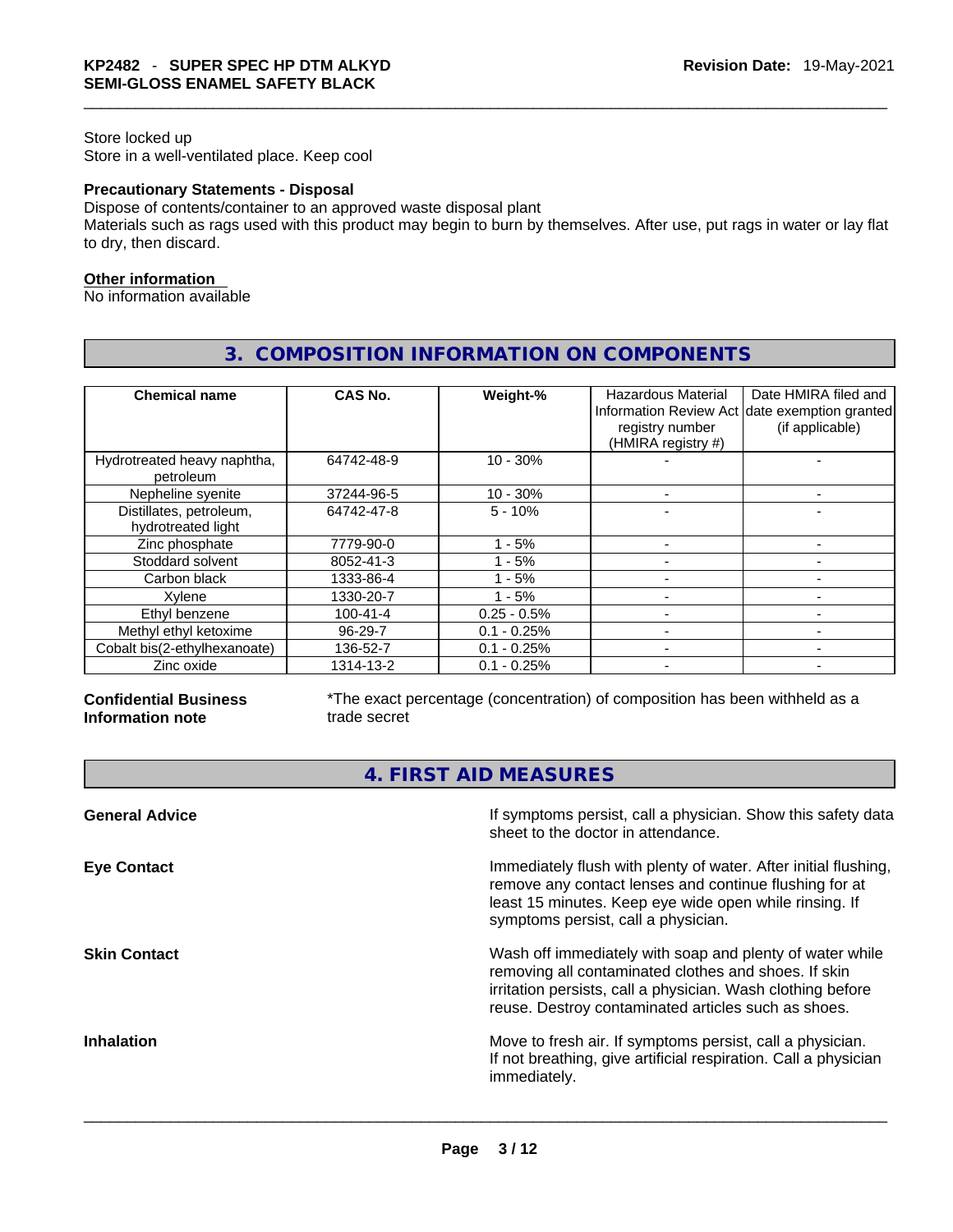Store locked up
Store in a well-ventilated place. Keep cool

**Precautionary Statements - Disposal**
Dispose of contents/container to an approved waste disposal plant
Materials such as rags used with this product may begin to burn by themselves. After use, put rags in water or lay flat to dry, then discard.

**Other information**
No information available

## 3. COMPOSITION INFORMATION ON COMPONENTS

| Chemical name | CAS No. | Weight-% | Hazardous Material Information Review Act registry number (HMIRA registry #) | Date HMIRA filed and date exemption granted (if applicable) |
|---|---|---|---|---|
| Hydrotreated heavy naphtha, petroleum | 64742-48-9 | 10 - 30% | - | - |
| Nepheline syenite | 37244-96-5 | 10 - 30% | - | - |
| Distillates, petroleum, hydrotreated light | 64742-47-8 | 5 - 10% | - | - |
| Zinc phosphate | 7779-90-0 | 1 - 5% | - | - |
| Stoddard solvent | 8052-41-3 | 1 - 5% | - | - |
| Carbon black | 1333-86-4 | 1 - 5% | - | - |
| Xylene | 1330-20-7 | 1 - 5% | - | - |
| Ethyl benzene | 100-41-4 | 0.25 - 0.5% | - | - |
| Methyl ethyl ketoxime | 96-29-7 | 0.1 - 0.25% | - | - |
| Cobalt bis(2-ethylhexanoate) | 136-52-7 | 0.1 - 0.25% | - | - |
| Zinc oxide | 1314-13-2 | 0.1 - 0.25% | - | - |

**Confidential Business Information note**

*The exact percentage (concentration) of composition has been withheld as a trade secret

## 4. FIRST AID MEASURES

**General Advice**

If symptoms persist, call a physician. Show this safety data sheet to the doctor in attendance.

**Eye Contact**

Immediately flush with plenty of water. After initial flushing, remove any contact lenses and continue flushing for at least 15 minutes. Keep eye wide open while rinsing. If symptoms persist, call a physician.

**Skin Contact**

Wash off immediately with soap and plenty of water while removing all contaminated clothes and shoes. If skin irritation persists, call a physician. Wash clothing before reuse. Destroy contaminated articles such as shoes.

**Inhalation**

Move to fresh air. If symptoms persist, call a physician. If not breathing, give artificial respiration. Call a physician immediately.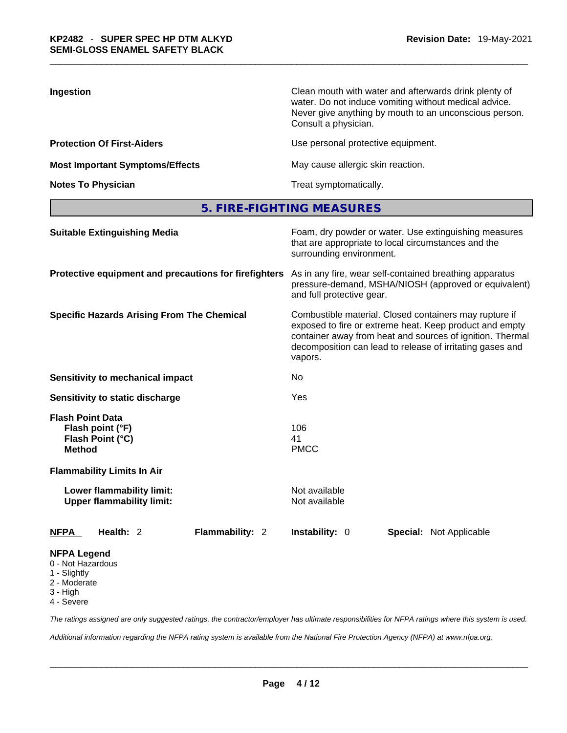| | |
|---|---|
| **Ingestion** | Clean mouth with water and afterwards drink plenty of water. Do not induce vomiting without medical advice. Never give anything by mouth to an unconscious person. Consult a physician. |
| **Protection Of First-Aiders** | Use personal protective equipment. |
| **Most Important Symptoms/Effects** | May cause allergic skin reaction. |
| **Notes To Physician** | Treat symptomatically. |

## 5. FIRE-FIGHTING MEASURES

| | |
|---|---|
| **Suitable Extinguishing Media** | Foam, dry powder or water. Use extinguishing measures that are appropriate to local circumstances and the surrounding environment. |
| **Protective equipment and precautions for firefighters** | As in any fire, wear self-contained breathing apparatus pressure-demand, MSHA/NIOSH (approved or equivalent) and full protective gear. |
| **Specific Hazards Arising From The Chemical** | Combustible material. Closed containers may rupture if exposed to fire or extreme heat. Keep product and empty container away from heat and sources of ignition. Thermal decomposition can lead to release of irritating gases and vapors. |
| **Sensitivity to mechanical impact** | No |
| **Sensitivity to static discharge** | Yes |
| **Flash Point Data** | |
| **Flash point (°F)** | 106 |
| **Flash Point (°C)** | 41 |
| **Method** | PMCC |
| **Flammability Limits In Air** | |
| **Lower flammability limit:** | Not available |
| **Upper flammability limit:** | Not available |

**NFPA** **Health:** 2 **Flammability:** 2 **Instability:** 0 **Special:** Not Applicable

**NFPA Legend**
- 0 - Not Hazardous
- 1 - Slightly
- 2 - Moderate
- 3 - High
- 4 - Severe

*The ratings assigned are only suggested ratings, the contractor/employer has ultimate responsibilities for NFPA ratings where this system is used.*

*Additional information regarding the NFPA rating system is available from the National Fire Protection Agency (NFPA) at www.nfpa.org.*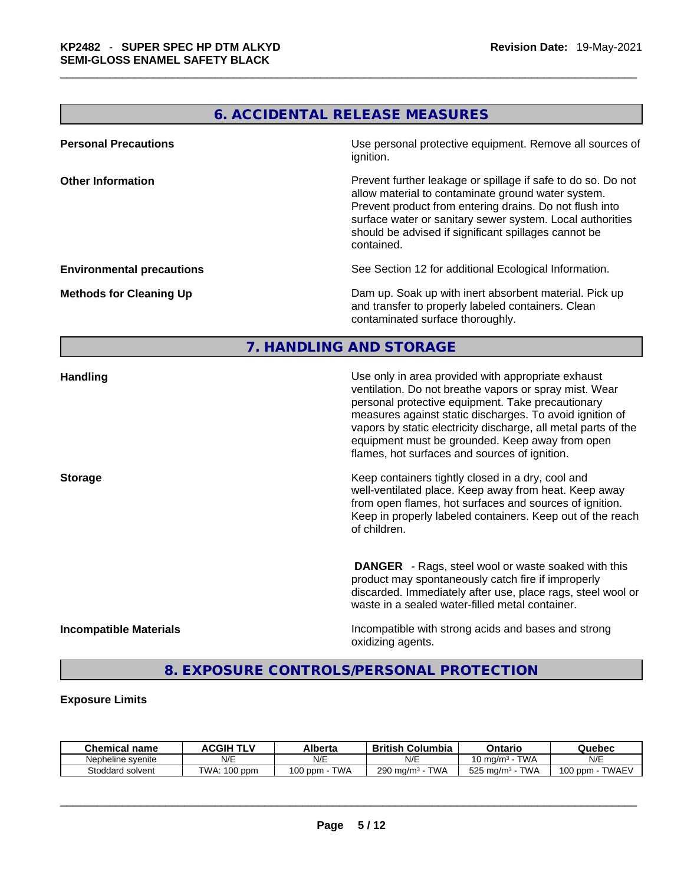## 6. ACCIDENTAL RELEASE MEASURES

**Personal Precautions**

Use personal protective equipment. Remove all sources of ignition.

**Other Information**

Prevent further leakage or spillage if safe to do so. Do not allow material to contaminate ground water system. Prevent product from entering drains. Do not flush into surface water or sanitary sewer system. Local authorities should be advised if significant spillages cannot be contained.

**Environmental precautions**

See Section 12 for additional Ecological Information.

**Methods for Cleaning Up**

Dam up. Soak up with inert absorbent material. Pick up and transfer to properly labeled containers. Clean contaminated surface thoroughly.

## 7. HANDLING AND STORAGE

**Handling**

Use only in area provided with appropriate exhaust ventilation. Do not breathe vapors or spray mist. Wear personal protective equipment. Take precautionary measures against static discharges. To avoid ignition of vapors by static electricity discharge, all metal parts of the equipment must be grounded. Keep away from open flames, hot surfaces and sources of ignition.

**Storage**

Keep containers tightly closed in a dry, cool and well-ventilated place. Keep away from heat. Keep away from open flames, hot surfaces and sources of ignition. Keep in properly labeled containers. Keep out of the reach of children.

**DANGER** - Rags, steel wool or waste soaked with this product may spontaneously catch fire if improperly discarded. Immediately after use, place rags, steel wool or waste in a sealed water-filled metal container.

**Incompatible Materials**

Incompatible with strong acids and bases and strong oxidizing agents.

## 8. EXPOSURE CONTROLS/PERSONAL PROTECTION

**Exposure Limits**

| Chemical name | ACGIH TLV | Alberta | British Columbia | Ontario | Quebec |
|---|---|---|---|---|---|
| Nepheline syenite | N/E | N/E | N/E | 10 mg/m³ - TWA | N/E |
| Stoddard solvent | TWA: 100 ppm | 100 ppm - TWA | 290 mg/m³ - TWA | 525 mg/m³ - TWA | 100 ppm - TWAEV |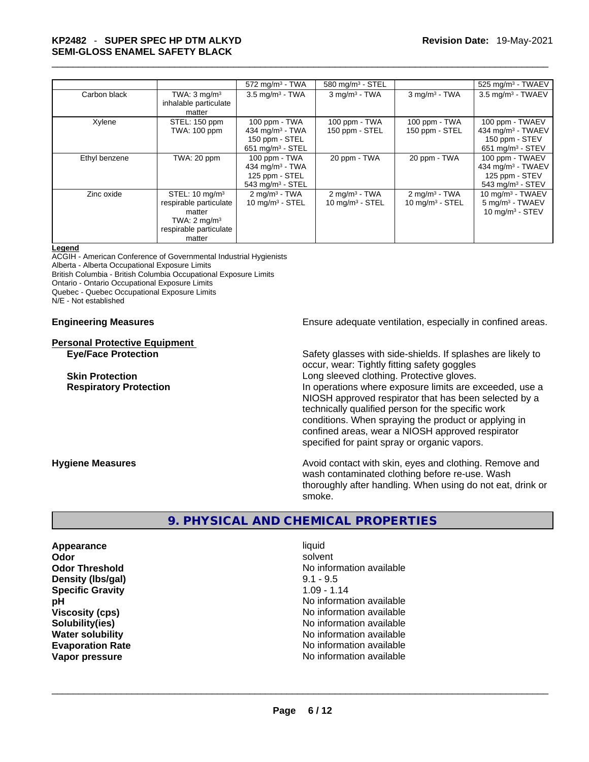| | | | | | |
|---|---|---|---|---|---|
| | | 572 mg/m³ - TWA | 580 mg/m³ - STEL | | 525 mg/m³ - TWAEV |
| Carbon black | TWA: 3 mg/m³ inhalable particulate matter | 3.5 mg/m³ - TWA | 3 mg/m³ - TWA | 3 mg/m³ - TWA | 3.5 mg/m³ - TWAEV |
| Xylene | STEL: 150 ppm TWA: 100 ppm | 100 ppm - TWA 434 mg/m³ - TWA 150 ppm - STEL 651 mg/m³ - STEL | 100 ppm - TWA 150 ppm - STEL | 100 ppm - TWA 150 ppm - STEL | 100 ppm - TWAEV 434 mg/m³ - TWAEV 150 ppm - STEV 651 mg/m³ - STEV |
| Ethyl benzene | TWA: 20 ppm | 100 ppm - TWA 434 mg/m³ - TWA 125 ppm - STEL 543 mg/m³ - STEL | 20 ppm - TWA | 20 ppm - TWA | 100 ppm - TWAEV 434 mg/m³ - TWAEV 125 ppm - STEV 543 mg/m³ - STEV |
| Zinc oxide | STEL: 10 mg/m³ respirable particulate matter TWA: 2 mg/m³ respirable particulate matter | 2 mg/m³ - TWA 10 mg/m³ - STEL | 2 mg/m³ - TWA 10 mg/m³ - STEL | 2 mg/m³ - TWA 10 mg/m³ - STEL | 10 mg/m³ - TWAEV 5 mg/m³ - TWAEV 10 mg/m³ - STEV |

**Legend**

ACGIH - American Conference of Governmental Industrial Hygienists
Alberta - Alberta Occupational Exposure Limits
British Columbia - British Columbia Occupational Exposure Limits
Ontario - Ontario Occupational Exposure Limits
Quebec - Quebec Occupational Exposure Limits
N/E - Not established

**Engineering Measures** Ensure adequate ventilation, especially in confined areas.

**Personal Protective Equipment**

**Eye/Face Protection** Safety glasses with side-shields. If splashes are likely to occur, wear: Tightly fitting safety goggles

**Skin Protection** Long sleeved clothing. Protective gloves.

**Respiratory Protection** In operations where exposure limits are exceeded, use a NIOSH approved respirator that has been selected by a technically qualified person for the specific work conditions. When spraying the product or applying in confined areas, wear a NIOSH approved respirator specified for paint spray or organic vapors.

**Hygiene Measures** Avoid contact with skin, eyes and clothing. Remove and wash contaminated clothing before re-use. Wash thoroughly after handling. When using do not eat, drink or smoke.

## 9. PHYSICAL AND CHEMICAL PROPERTIES

**Appearance** liquid
**Odor** solvent
**Odor Threshold** No information available
**Density (lbs/gal)** 9.1 - 9.5
**Specific Gravity** 1.09 - 1.14
**pH** No information available
**Viscosity (cps)** No information available
**Solubility(ies)** No information available
**Water solubility** No information available
**Evaporation Rate** No information available
**Vapor pressure** No information available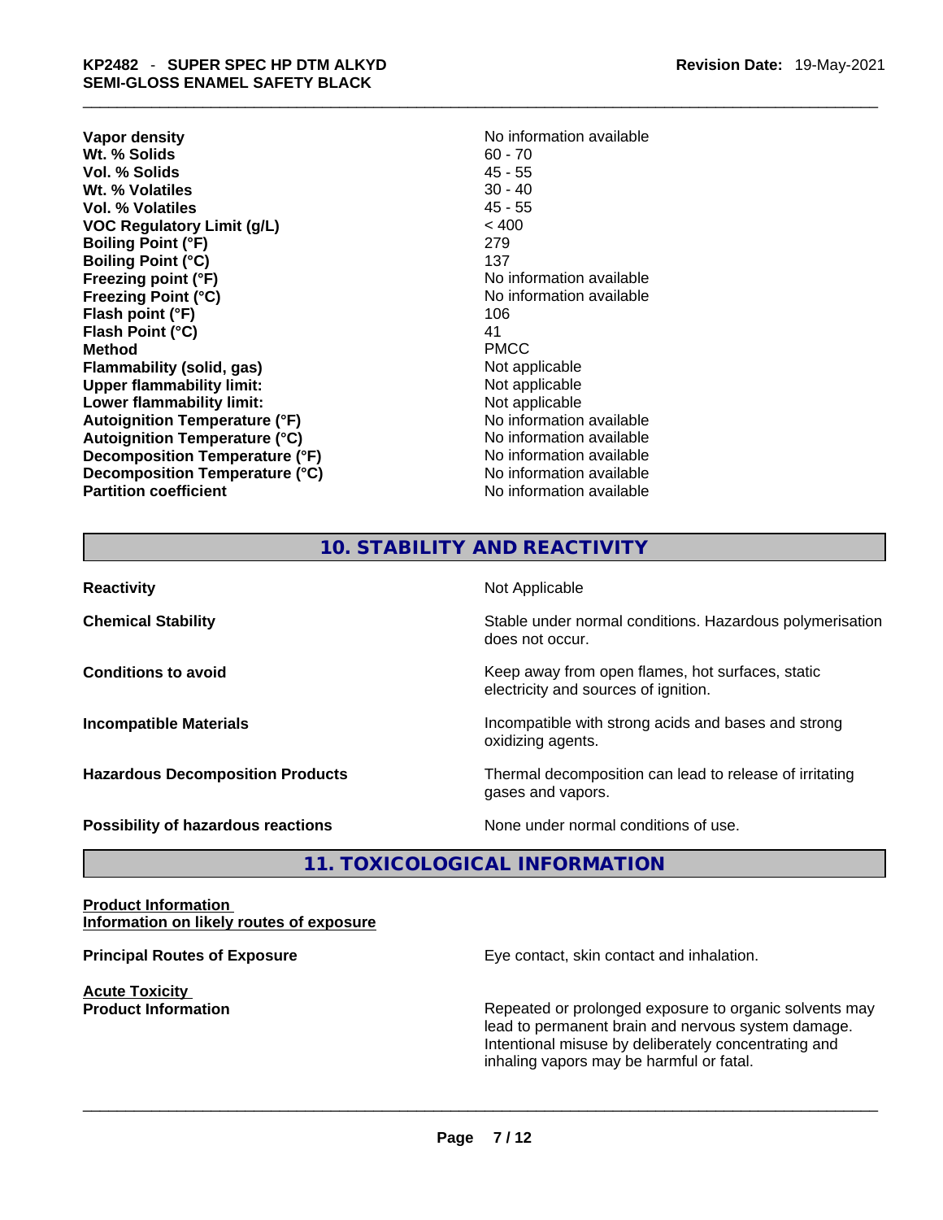| | |
|---|---|
| **Vapor density** | No information available |
| **Wt. % Solids** | 60 - 70 |
| **Vol. % Solids** | 45 - 55 |
| **Wt. % Volatiles** | 30 - 40 |
| **Vol. % Volatiles** | 45 - 55 |
| **VOC Regulatory Limit (g/L)** | < 400 |
| **Boiling Point (°F)** | 279 |
| **Boiling Point (°C)** | 137 |
| **Freezing point (°F)** | No information available |
| **Freezing Point (°C)** | No information available |
| **Flash point (°F)** | 106 |
| **Flash Point (°C)** | 41 |
| **Method** | PMCC |
| **Flammability (solid, gas)** | Not applicable |
| **Upper flammability limit:** | Not applicable |
| **Lower flammability limit:** | Not applicable |
| **Autoignition Temperature (°F)** | No information available |
| **Autoignition Temperature (°C)** | No information available |
| **Decomposition Temperature (°F)** | No information available |
| **Decomposition Temperature (°C)** | No information available |
| **Partition coefficient** | No information available |

## 10. STABILITY AND REACTIVITY

| | |
|---|---|
| **Reactivity** | Not Applicable |
| **Chemical Stability** | Stable under normal conditions. Hazardous polymerisation does not occur. |
| **Conditions to avoid** | Keep away from open flames, hot surfaces, static electricity and sources of ignition. |
| **Incompatible Materials** | Incompatible with strong acids and bases and strong oxidizing agents. |
| **Hazardous Decomposition Products** | Thermal decomposition can lead to release of irritating gases and vapors. |
| **Possibility of hazardous reactions** | None under normal conditions of use. |

## 11. TOXICOLOGICAL INFORMATION

**Product Information**
**Information on likely routes of exposure**

**Principal Routes of Exposure** — Eye contact, skin contact and inhalation.

**Acute Toxicity**
**Product Information** — Repeated or prolonged exposure to organic solvents may lead to permanent brain and nervous system damage. Intentional misuse by deliberately concentrating and inhaling vapors may be harmful or fatal.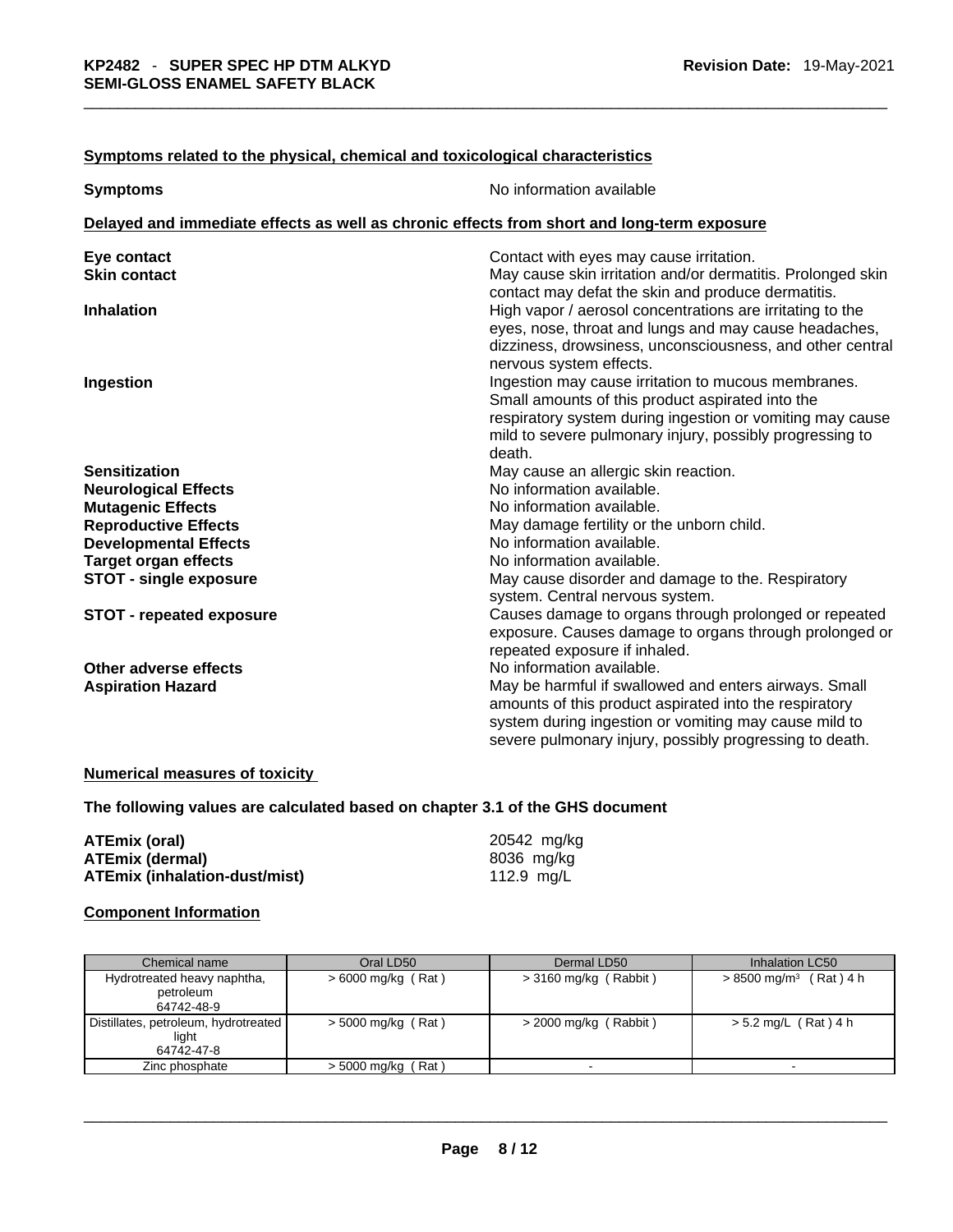**Symptoms related to the physical, chemical and toxicological characteristics**

**Symptoms** No information available

**Delayed and immediate effects as well as chronic effects from short and long-term exposure**

**Eye contact** Contact with eyes may cause irritation.

**Skin contact** May cause skin irritation and/or dermatitis. Prolonged skin contact may defat the skin and produce dermatitis.

**Inhalation** High vapor / aerosol concentrations are irritating to the eyes, nose, throat and lungs and may cause headaches, dizziness, drowsiness, unconsciousness, and other central nervous system effects.

**Ingestion** Ingestion may cause irritation to mucous membranes. Small amounts of this product aspirated into the respiratory system during ingestion or vomiting may cause mild to severe pulmonary injury, possibly progressing to death.

**Sensitization** May cause an allergic skin reaction.

**Neurological Effects** No information available.

**Mutagenic Effects** No information available.

**Reproductive Effects** May damage fertility or the unborn child.

**Developmental Effects** No information available.

**Target organ effects** No information available.

**STOT - single exposure** May cause disorder and damage to the. Respiratory system. Central nervous system.

**STOT - repeated exposure** Causes damage to organs through prolonged or repeated exposure. Causes damage to organs through prolonged or repeated exposure if inhaled.

**Other adverse effects** No information available.

**Aspiration Hazard** May be harmful if swallowed and enters airways. Small amounts of this product aspirated into the respiratory system during ingestion or vomiting may cause mild to severe pulmonary injury, possibly progressing to death.

**Numerical measures of toxicity**

**The following values are calculated based on chapter 3.1 of the GHS document**

**ATEmix (oral)** 20542 mg/kg
**ATEmix (dermal)** 8036 mg/kg
**ATEmix (inhalation-dust/mist)** 112.9 mg/L

**Component Information**

| Chemical name | Oral LD50 | Dermal LD50 | Inhalation LC50 |
|---|---|---|---|
| Hydrotreated heavy naphtha, petroleum 64742-48-9 | > 6000 mg/kg ( Rat ) | > 3160 mg/kg ( Rabbit ) | > 8500 mg/m³ ( Rat ) 4 h |
| Distillates, petroleum, hydrotreated light 64742-47-8 | > 5000 mg/kg ( Rat ) | > 2000 mg/kg ( Rabbit ) | > 5.2 mg/L ( Rat ) 4 h |
| Zinc phosphate | > 5000 mg/kg ( Rat ) | - | - |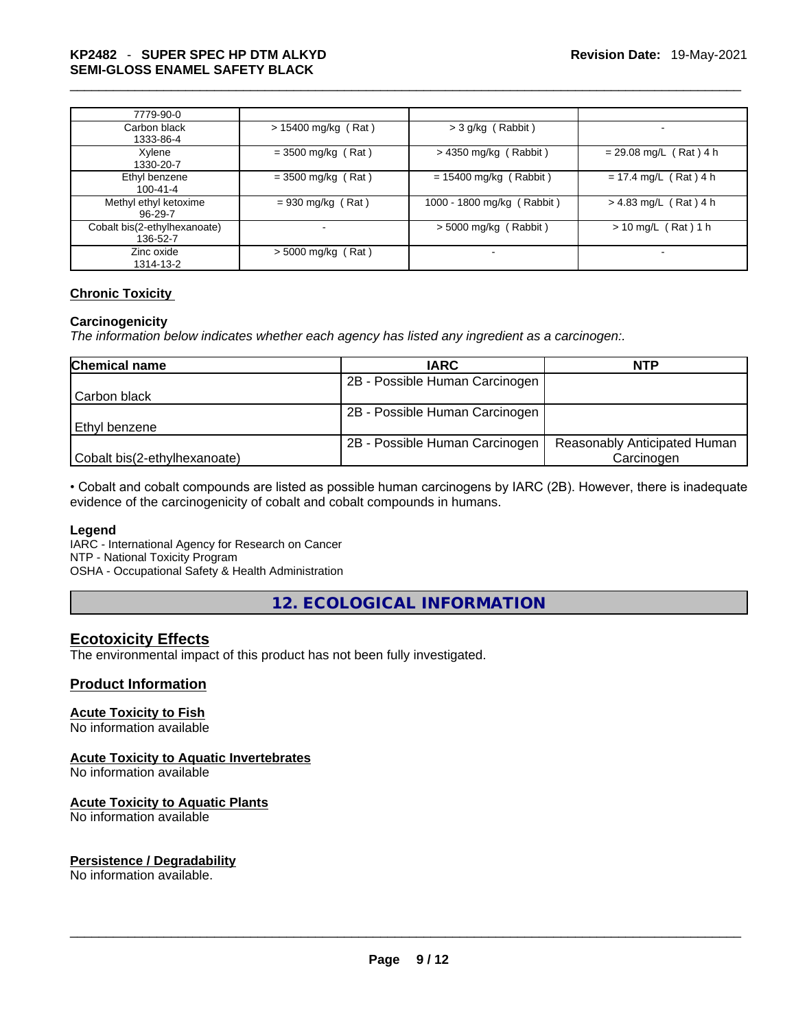| | | | |
|---|---|---|---|
| 7779-90-0 | | | |
| Carbon black<br>1333-86-4 | > 15400 mg/kg ( Rat ) | > 3 g/kg ( Rabbit ) | - |
| Xylene<br>1330-20-7 | = 3500 mg/kg ( Rat ) | > 4350 mg/kg ( Rabbit ) | = 29.08 mg/L ( Rat ) 4 h |
| Ethyl benzene<br>100-41-4 | = 3500 mg/kg ( Rat ) | = 15400 mg/kg ( Rabbit ) | = 17.4 mg/L ( Rat ) 4 h |
| Methyl ethyl ketoxime<br>96-29-7 | = 930 mg/kg ( Rat ) | 1000 - 1800 mg/kg ( Rabbit ) | > 4.83 mg/L ( Rat ) 4 h |
| Cobalt bis(2-ethylhexanoate)<br>136-52-7 | - | > 5000 mg/kg ( Rabbit ) | > 10 mg/L ( Rat ) 1 h |
| Zinc oxide<br>1314-13-2 | > 5000 mg/kg ( Rat ) | - | - |

## Chronic Toxicity

### Carcinogenicity

*The information below indicates whether each agency has listed any ingredient as a carcinogen:.*

| Chemical name | IARC | NTP |
|---|---|---|
| Carbon black | 2B - Possible Human Carcinogen | |
| Ethyl benzene | 2B - Possible Human Carcinogen | |
| Cobalt bis(2-ethylhexanoate) | 2B - Possible Human Carcinogen | Reasonably Anticipated Human Carcinogen |

• Cobalt and cobalt compounds are listed as possible human carcinogens by IARC (2B). However, there is inadequate evidence of the carcinogenicity of cobalt and cobalt compounds in humans.

**Legend**

IARC - International Agency for Research on Cancer
NTP - National Toxicity Program
OSHA - Occupational Safety & Health Administration

# 12. ECOLOGICAL INFORMATION

## Ecotoxicity Effects

The environmental impact of this product has not been fully investigated.

## Product Information

### Acute Toxicity to Fish

No information available

### Acute Toxicity to Aquatic Invertebrates

No information available

### Acute Toxicity to Aquatic Plants

No information available

### Persistence / Degradability

No information available.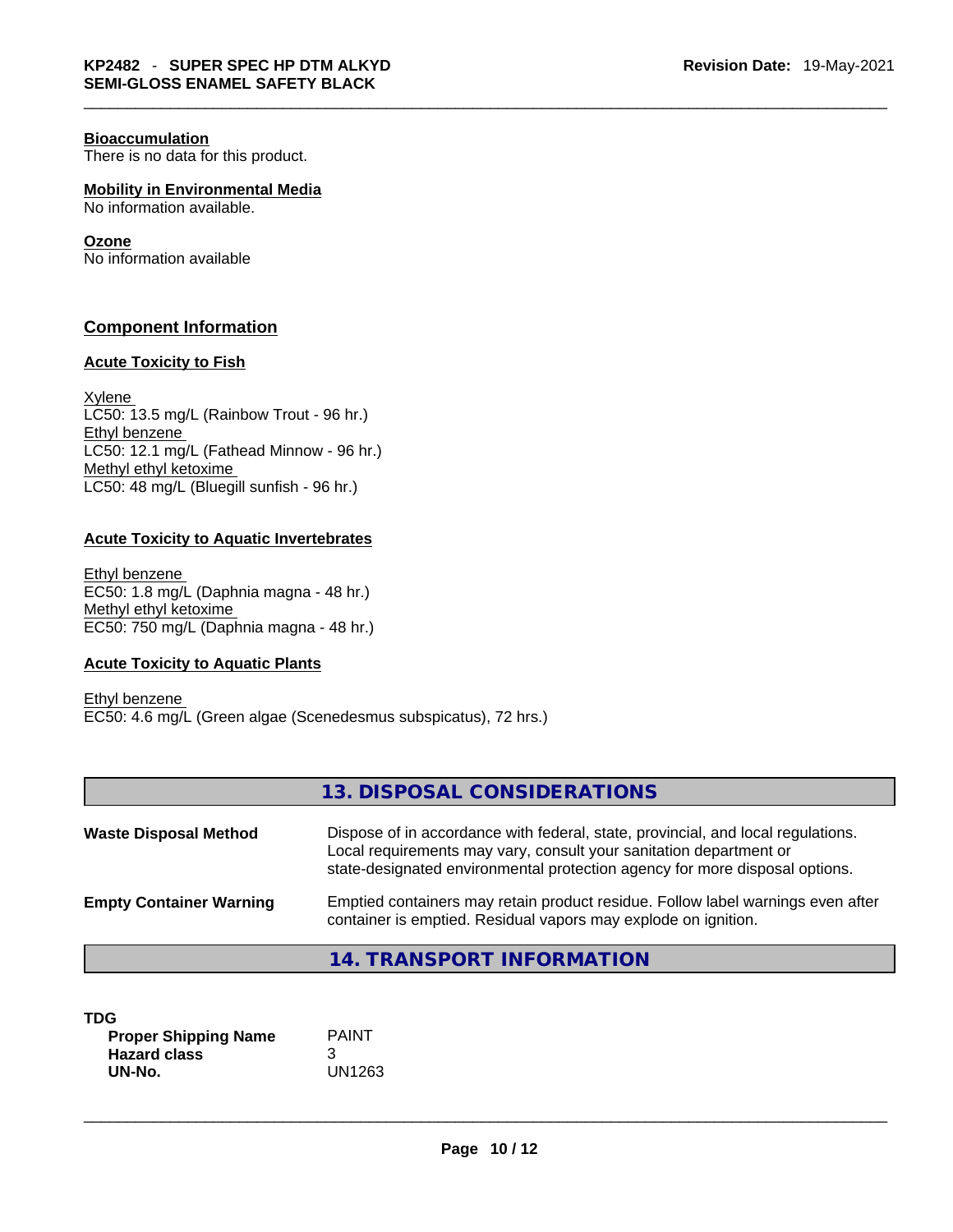#### Bioaccumulation
There is no data for this product.

#### Mobility in Environmental Media
No information available.

#### Ozone
No information available

### Component Information

#### Acute Toxicity to Fish

Xylene
LC50: 13.5 mg/L (Rainbow Trout - 96 hr.)
Ethyl benzene
LC50: 12.1 mg/L (Fathead Minnow - 96 hr.)
Methyl ethyl ketoxime
LC50: 48 mg/L (Bluegill sunfish - 96 hr.)

#### Acute Toxicity to Aquatic Invertebrates

Ethyl benzene
EC50: 1.8 mg/L (Daphnia magna - 48 hr.)
Methyl ethyl ketoxime
EC50: 750 mg/L (Daphnia magna - 48 hr.)

#### Acute Toxicity to Aquatic Plants

Ethyl benzene
EC50: 4.6 mg/L (Green algae (Scenedesmus subspicatus), 72 hrs.)

## 13. DISPOSAL CONSIDERATIONS

| | |
|---|---|
| **Waste Disposal Method** | Dispose of in accordance with federal, state, provincial, and local regulations. Local requirements may vary, consult your sanitation department or state-designated environmental protection agency for more disposal options. |
| **Empty Container Warning** | Emptied containers may retain product residue. Follow label warnings even after container is emptied. Residual vapors may explode on ignition. |

## 14. TRANSPORT INFORMATION

**TDG**

| | |
|---|---|
| **Proper Shipping Name** | PAINT |
| **Hazard class** | 3 |
| **UN-No.** | UN1263 |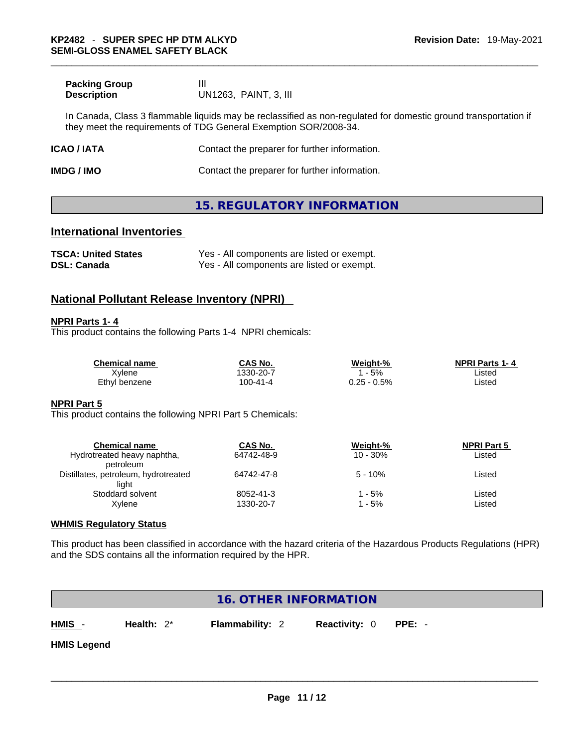| | |
|---|---|
| **Packing Group** | III |
| **Description** | UN1263, PAINT, 3, III |

In Canada, Class 3 flammable liquids may be reclassified as non-regulated for domestic ground transportation if they meet the requirements of TDG General Exemption SOR/2008-34.

| | |
|---|---|
| **ICAO / IATA** | Contact the preparer for further information. |
| **IMDG / IMO** | Contact the preparer for further information. |

## 15. REGULATORY INFORMATION

### International Inventories

| | |
|---|---|
| **TSCA: United States** | Yes - All components are listed or exempt. |
| **DSL: Canada** | Yes - All components are listed or exempt. |

### National Pollutant Release Inventory (NPRI)

**NPRI Parts 1- 4**

This product contains the following Parts 1-4 NPRI chemicals:

| Chemical name | CAS No. | Weight-% | NPRI Parts 1- 4 |
|---|---|---|---|
| Xylene | 1330-20-7 | 1 - 5% | Listed |
| Ethyl benzene | 100-41-4 | 0.25 - 0.5% | Listed |

**NPRI Part 5**

This product contains the following NPRI Part 5 Chemicals:

| Chemical name | CAS No. | Weight-% | NPRI Part 5 |
|---|---|---|---|
| Hydrotreated heavy naphtha, petroleum | 64742-48-9 | 10 - 30% | Listed |
| Distillates, petroleum, hydrotreated light | 64742-47-8 | 5 - 10% | Listed |
| Stoddard solvent | 8052-41-3 | 1 - 5% | Listed |
| Xylene | 1330-20-7 | 1 - 5% | Listed |

**WHMIS Regulatory Status**

This product has been classified in accordance with the hazard criteria of the Hazardous Products Regulations (HPR) and the SDS contains all the information required by the HPR.

## 16. OTHER INFORMATION

| HMIS - | Health: 2* | Flammability: 2 | Reactivity: 0 | PPE: - |
|---|---|---|---|---|

**HMIS Legend**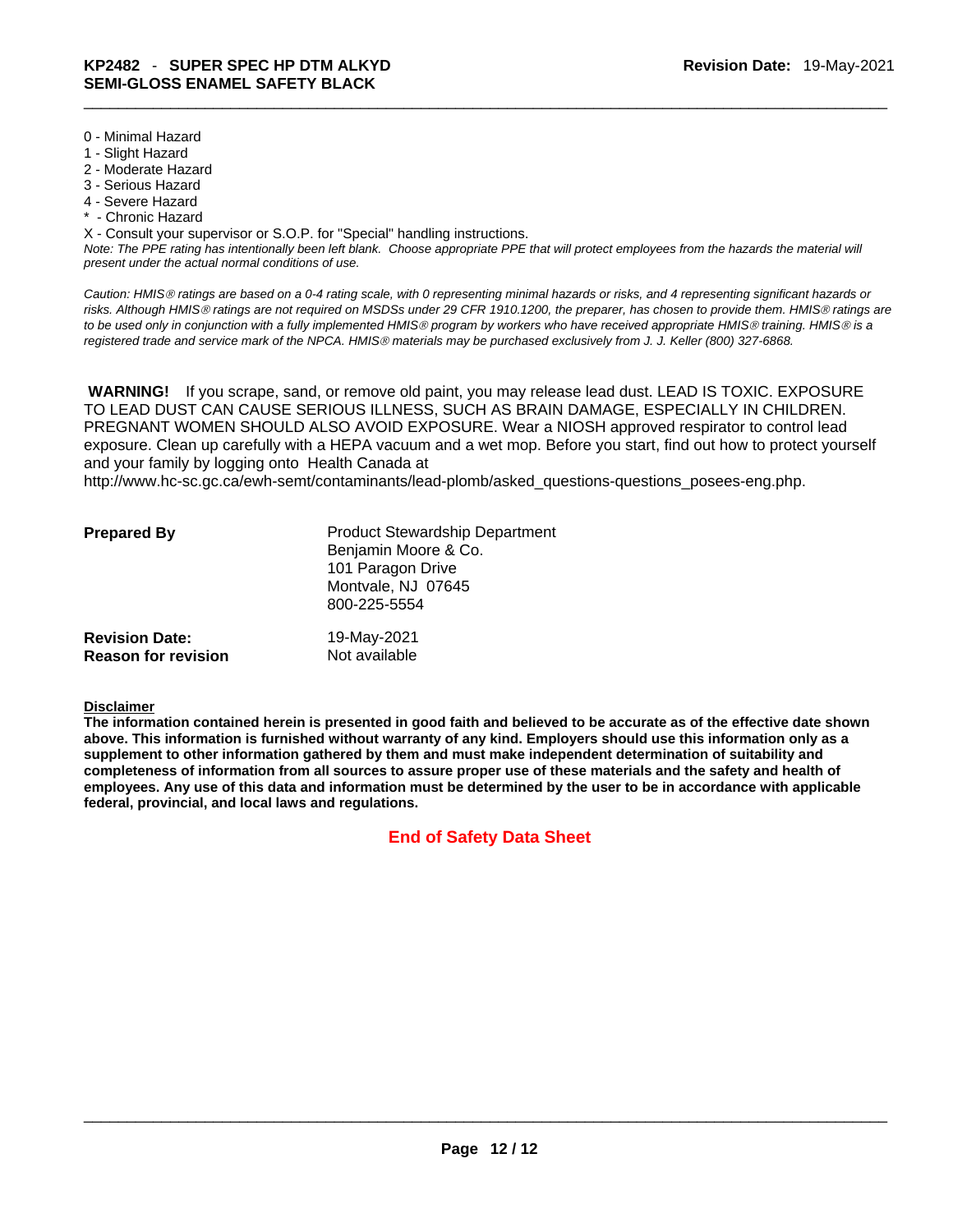0 - Minimal Hazard
1 - Slight Hazard
2 - Moderate Hazard
3 - Serious Hazard
4 - Severe Hazard
* - Chronic Hazard
X - Consult your supervisor or S.O.P. for "Special" handling instructions.

*Note: The PPE rating has intentionally been left blank. Choose appropriate PPE that will protect employees from the hazards the material will present under the actual normal conditions of use.*

*Caution: HMIS® ratings are based on a 0-4 rating scale, with 0 representing minimal hazards or risks, and 4 representing significant hazards or risks. Although HMIS® ratings are not required on MSDSs under 29 CFR 1910.1200, the preparer, has chosen to provide them. HMIS® ratings are to be used only in conjunction with a fully implemented HMIS® program by workers who have received appropriate HMIS® training. HMIS® is a registered trade and service mark of the NPCA. HMIS® materials may be purchased exclusively from J. J. Keller (800) 327-6868.*

**WARNING!** If you scrape, sand, or remove old paint, you may release lead dust. LEAD IS TOXIC. EXPOSURE TO LEAD DUST CAN CAUSE SERIOUS ILLNESS, SUCH AS BRAIN DAMAGE, ESPECIALLY IN CHILDREN. PREGNANT WOMEN SHOULD ALSO AVOID EXPOSURE. Wear a NIOSH approved respirator to control lead exposure. Clean up carefully with a HEPA vacuum and a wet mop. Before you start, find out how to protect yourself and your family by logging onto Health Canada at http://www.hc-sc.gc.ca/ewh-semt/contaminants/lead-plomb/asked_questions-questions_posees-eng.php.

| | |
|---|---|
| **Prepared By** | Product Stewardship Department<br>Benjamin Moore & Co.<br>101 Paragon Drive<br>Montvale, NJ 07645<br>800-225-5554 |
| **Revision Date:** | 19-May-2021 |
| **Reason for revision** | Not available |

**Disclaimer**

**The information contained herein is presented in good faith and believed to be accurate as of the effective date shown above. This information is furnished without warranty of any kind. Employers should use this information only as a supplement to other information gathered by them and must make independent determination of suitability and completeness of information from all sources to assure proper use of these materials and the safety and health of employees. Any use of this data and information must be determined by the user to be in accordance with applicable federal, provincial, and local laws and regulations.**

**End of Safety Data Sheet**